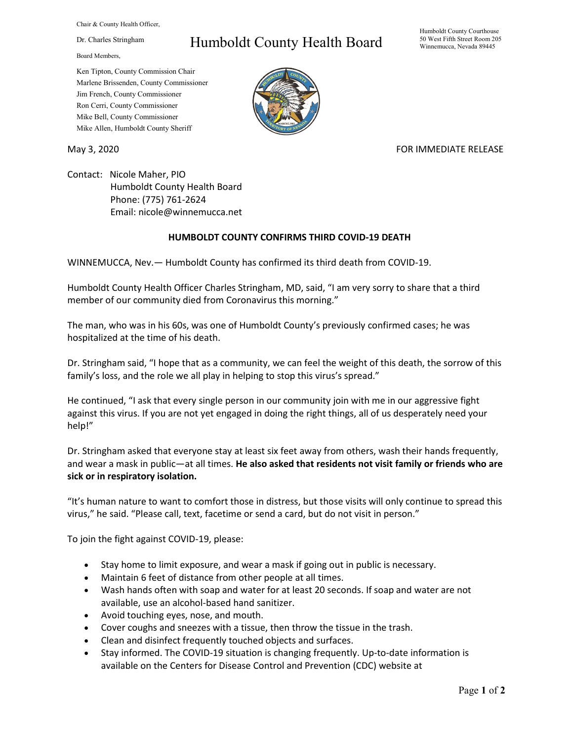Chair & County Health Officer,

Dr. Charles Stringham

# Humboldt County Health Board

Humboldt County Courthouse
50 West Fifth Street Room 205
Winnemucca, Nevada 89445

Board Members,

Ken Tipton, County Commission Chair
Marlene Brissenden, County Commissioner
Jim French, County Commissioner
Ron Cerri, County Commissioner
Mike Bell, County Commissioner
Mike Allen, Humboldt County Sheriff

May 3, 2020

FOR IMMEDIATE RELEASE

Contact: Nicole Maher, PIO
Humboldt County Health Board
Phone: (775) 761-2624
Email: nicole@winnemucca.net

## HUMBOLDT COUNTY CONFIRMS THIRD COVID-19 DEATH

WINNEMUCCA, Nev.— Humboldt County has confirmed its third death from COVID-19.

Humboldt County Health Officer Charles Stringham, MD, said, "I am very sorry to share that a third member of our community died from Coronavirus this morning."

The man, who was in his 60s, was one of Humboldt County's previously confirmed cases; he was hospitalized at the time of his death.

Dr. Stringham said, "I hope that as a community, we can feel the weight of this death, the sorrow of this family's loss, and the role we all play in helping to stop this virus's spread."

He continued, "I ask that every single person in our community join with me in our aggressive fight against this virus. If you are not yet engaged in doing the right things, all of us desperately need your help!"

Dr. Stringham asked that everyone stay at least six feet away from others, wash their hands frequently, and wear a mask in public—at all times. **He also asked that residents not visit family or friends who are sick or in respiratory isolation.**

"It's human nature to want to comfort those in distress, but those visits will only continue to spread this virus," he said. "Please call, text, facetime or send a card, but do not visit in person."

To join the fight against COVID-19, please:

- Stay home to limit exposure, and wear a mask if going out in public is necessary.
- Maintain 6 feet of distance from other people at all times.
- Wash hands often with soap and water for at least 20 seconds. If soap and water are not available, use an alcohol-based hand sanitizer.
- Avoid touching eyes, nose, and mouth.
- Cover coughs and sneezes with a tissue, then throw the tissue in the trash.
- Clean and disinfect frequently touched objects and surfaces.
- Stay informed. The COVID-19 situation is changing frequently. Up-to-date information is available on the Centers for Disease Control and Prevention (CDC) website at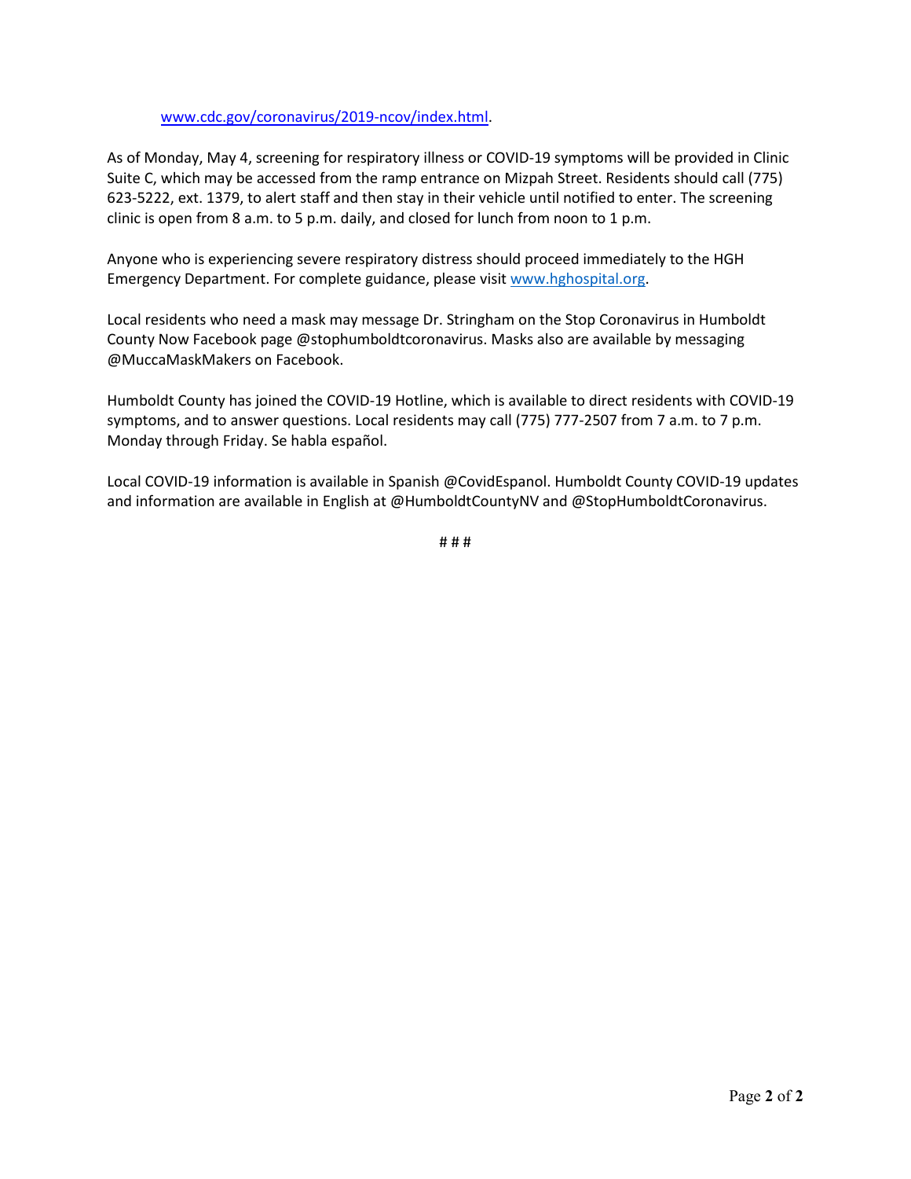[www.cdc.gov/coronavirus/2019-ncov/index.html](www.cdc.gov/coronavirus/2019-ncov/index.html).

As of Monday, May 4, screening for respiratory illness or COVID-19 symptoms will be provided in Clinic Suite C, which may be accessed from the ramp entrance on Mizpah Street. Residents should call (775) 623-5222, ext. 1379, to alert staff and then stay in their vehicle until notified to enter. The screening clinic is open from 8 a.m. to 5 p.m. daily, and closed for lunch from noon to 1 p.m.

Anyone who is experiencing severe respiratory distress should proceed immediately to the HGH Emergency Department. For complete guidance, please visit [www.hghospital.org](www.hghospital.org).

Local residents who need a mask may message Dr. Stringham on the Stop Coronavirus in Humboldt County Now Facebook page @stophumboldtcoronavirus. Masks also are available by messaging @MuccaMaskMakers on Facebook.

Humboldt County has joined the COVID-19 Hotline, which is available to direct residents with COVID-19 symptoms, and to answer questions. Local residents may call (775) 777-2507 from 7 a.m. to 7 p.m. Monday through Friday. Se habla español.

Local COVID-19 information is available in Spanish @CovidEspanol. Humboldt County COVID-19 updates and information are available in English at @HumboldtCountyNV and @StopHumboldtCoronavirus.

# # #